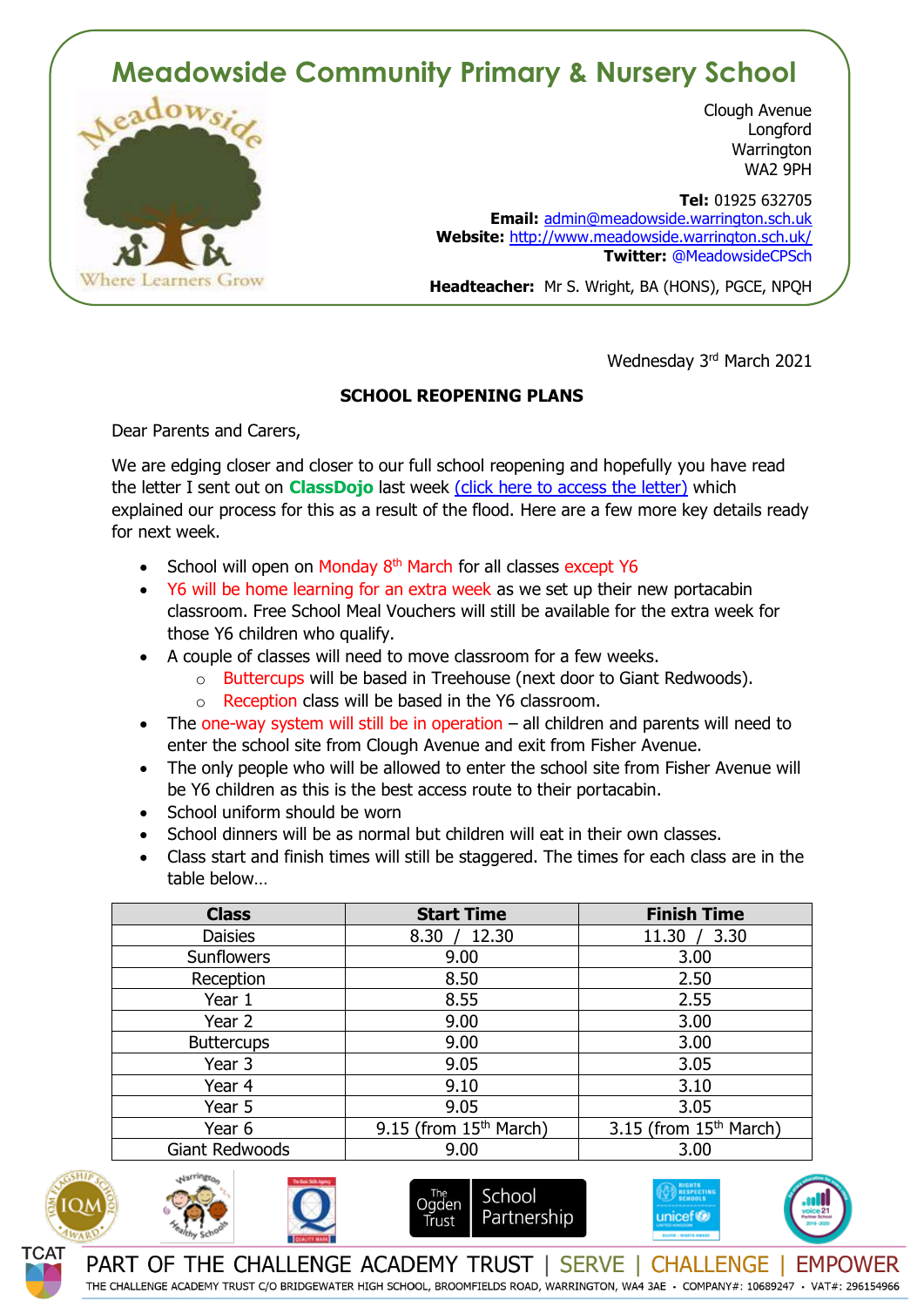# Meadowside Community Primary & Nursery School

Where Learners Grow

Clough Avenue
Longford
Warrington
WA2 9PH

**Tel:** 01925 632705
**Email:** admin@meadowside.warrington.sch.uk
**Website:** http://www.meadowside.warrington.sch.uk/
**Twitter:** @MeadowsideCPSch

**Headteacher:** Mr S. Wright, BA (HONS), PGCE, NPQH

Wednesday 3rd March 2021

**SCHOOL REOPENING PLANS**

Dear Parents and Carers,

We are edging closer and closer to our full school reopening and hopefully you have read the letter I sent out on **ClassDojo** last week (click here to access the letter) which explained our process for this as a result of the flood. Here are a few more key details ready for next week.

- School will open on Monday 8th March for all classes except Y6
- Y6 will be home learning for an extra week as we set up their new portacabin classroom. Free School Meal Vouchers will still be available for the extra week for those Y6 children who qualify.
- A couple of classes will need to move classroom for a few weeks.
  - Buttercups will be based in Treehouse (next door to Giant Redwoods).
  - Reception class will be based in the Y6 classroom.
- The one-way system will still be in operation – all children and parents will need to enter the school site from Clough Avenue and exit from Fisher Avenue.
- The only people who will be allowed to enter the school site from Fisher Avenue will be Y6 children as this is the best access route to their portacabin.
- School uniform should be worn
- School dinners will be as normal but children will eat in their own classes.
- Class start and finish times will still be staggered. The times for each class are in the table below…

| Class | Start Time | Finish Time |
|---|---|---|
| Daisies | 8.30 / 12.30 | 11.30 / 3.30 |
| Sunflowers | 9.00 | 3.00 |
| Reception | 8.50 | 2.50 |
| Year 1 | 8.55 | 2.55 |
| Year 2 | 9.00 | 3.00 |
| Buttercups | 9.00 | 3.00 |
| Year 3 | 9.05 | 3.05 |
| Year 4 | 9.10 | 3.10 |
| Year 5 | 9.05 | 3.05 |
| Year 6 | 9.15 (from 15th March) | 3.15 (from 15th March) |
| Giant Redwoods | 9.00 | 3.00 |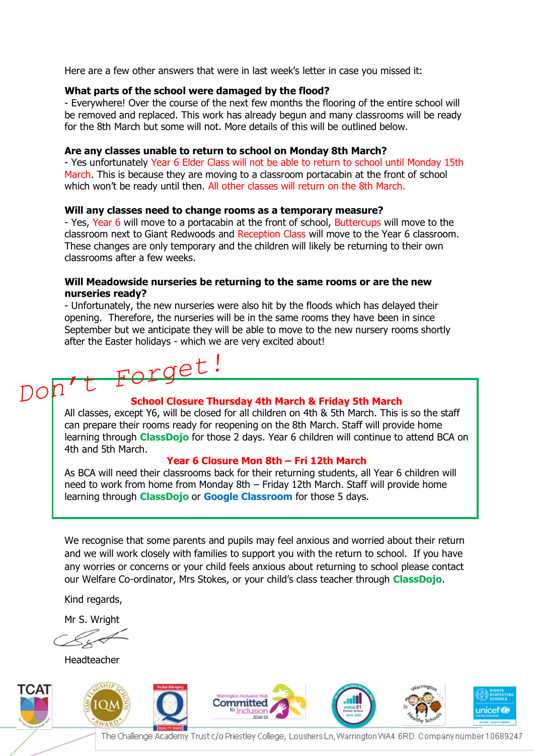Here are a few other answers that were in last week's letter in case you missed it:

**What parts of the school were damaged by the flood?**

- Everywhere! Over the course of the next few months the flooring of the entire school will be removed and replaced. This work has already begun and many classrooms will be ready for the 8th March but some will not. More details of this will be outlined below.

**Are any classes unable to return to school on Monday 8th March?**

- Yes unfortunately Year 6 Elder Class will not be able to return to school until Monday 15th March. This is because they are moving to a classroom portacabin at the front of school which won't be ready until then. All other classes will return on the 8th March.

**Will any classes need to change rooms as a temporary measure?**

- Yes, Year 6 will move to a portacabin at the front of school, Buttercups will move to the classroom next to Giant Redwoods and Reception Class will move to the Year 6 classroom. These changes are only temporary and the children will likely be returning to their own classrooms after a few weeks.

**Will Meadowside nurseries be returning to the same rooms or are the new nurseries ready?**

- Unfortunately, the new nurseries were also hit by the floods which has delayed their opening. Therefore, the nurseries will be in the same rooms they have been in since September but we anticipate they will be able to move to the new nursery rooms shortly after the Easter holidays - which we are very excited about!

*Don't Forget!*

**School Closure Thursday 4th March & Friday 5th March**

All classes, except Y6, will be closed for all children on 4th & 5th March. This is so the staff can prepare their rooms ready for reopening on the 8th March. Staff will provide home learning through **ClassDojo** for those 2 days. Year 6 children will continue to attend BCA on 4th and 5th March.

**Year 6 Closure Mon 8th – Fri 12th March**

As BCA will need their classrooms back for their returning students, all Year 6 children will need to work from home from Monday 8th – Friday 12th March. Staff will provide home learning through **ClassDojo** or **Google Classroom** for those 5 days.

We recognise that some parents and pupils may feel anxious and worried about their return and we will work closely with families to support you with the return to school. If you have any worries or concerns or your child feels anxious about returning to school please contact our Welfare Co-ordinator, Mrs Stokes, or your child's class teacher through **ClassDojo**.

Kind regards,

Mr S. Wright

Headteacher

The Challenge Academy Trust c/o Priestley College, Loushers Ln, Warrington WA4 6RD. Company number 10689247